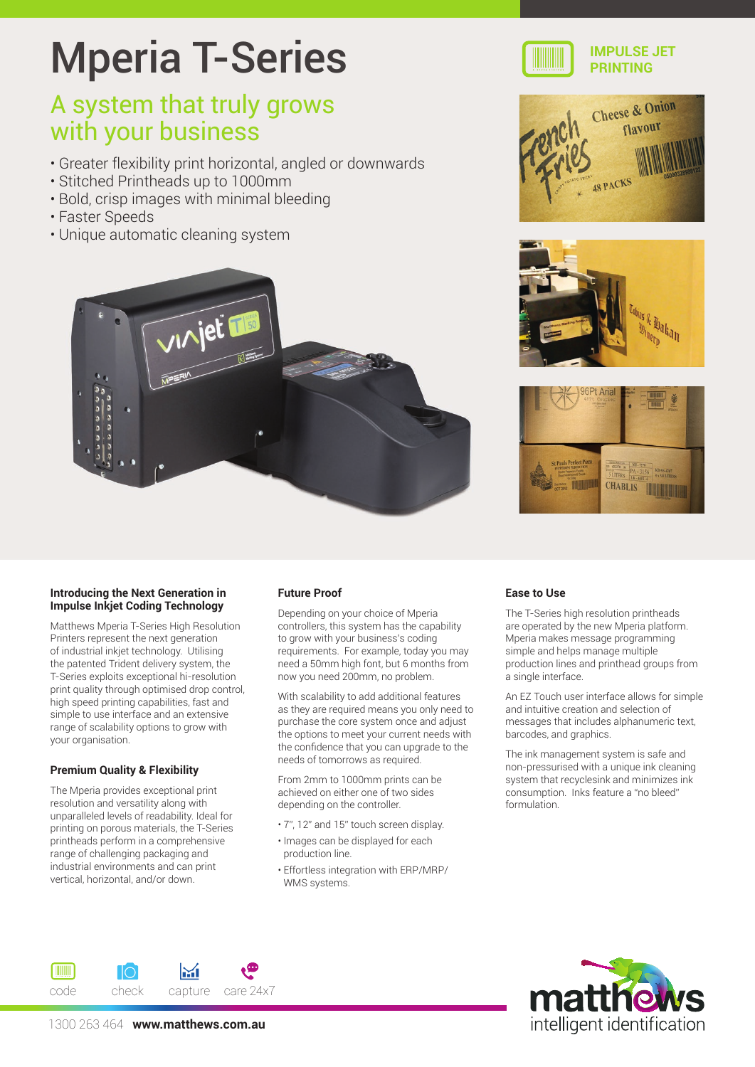# Mperia T-Series

IMPULSE JET PRINTING

## A system that truly grows with your business

- Greater flexibility print horizontal, angled or downwards
- Stitched Printheads up to 1000mm
- Bold, crisp images with minimal bleeding
- Faster Speeds
- Unique automatic cleaning system

### Introducing the Next Generation in Impulse Inkjet Coding Technology

Matthews Mperia T-Series High Resolution Printers represent the next generation of industrial inkjet technology. Utilising the patented Trident delivery system, the T-Series exploits exceptional hi-resolution print quality through optimised drop control, high speed printing capabilities, fast and simple to use interface and an extensive range of scalability options to grow with your organisation.

### Premium Quality & Flexibility

The Mperia provides exceptional print resolution and versatility along with unparalleled levels of readability. Ideal for printing on porous materials, the T-Series printheads perform in a comprehensive range of challenging packaging and industrial environments and can print vertical, horizontal, and/or down.

### Future Proof

Depending on your choice of Mperia controllers, this system has the capability to grow with your business's coding requirements. For example, today you may need a 50mm high font, but 6 months from now you need 200mm, no problem.

With scalability to add additional features as they are required means you only need to purchase the core system once and adjust the options to meet your current needs with the confidence that you can upgrade to the needs of tomorrows as required.

From 2mm to 1000mm prints can be achieved on either one of two sides depending on the controller.

- 7", 12" and 15" touch screen display.
- Images can be displayed for each production line.
- Effortless integration with ERP/MRP/WMS systems.

### Ease to Use

The T-Series high resolution printheads are operated by the new Mperia platform. Mperia makes message programming simple and helps manage multiple production lines and printhead groups from a single interface.

An EZ Touch user interface allows for simple and intuitive creation and selection of messages that includes alphanumeric text, barcodes, and graphics.

The ink management system is safe and non-pressurised with a unique ink cleaning system that recycles ink and minimizes ink consumption. Inks feature a "no bleed" formulation.

code check capture care 24x7

1300 263 464 **www.matthews.com.au**

matthews intelligent identification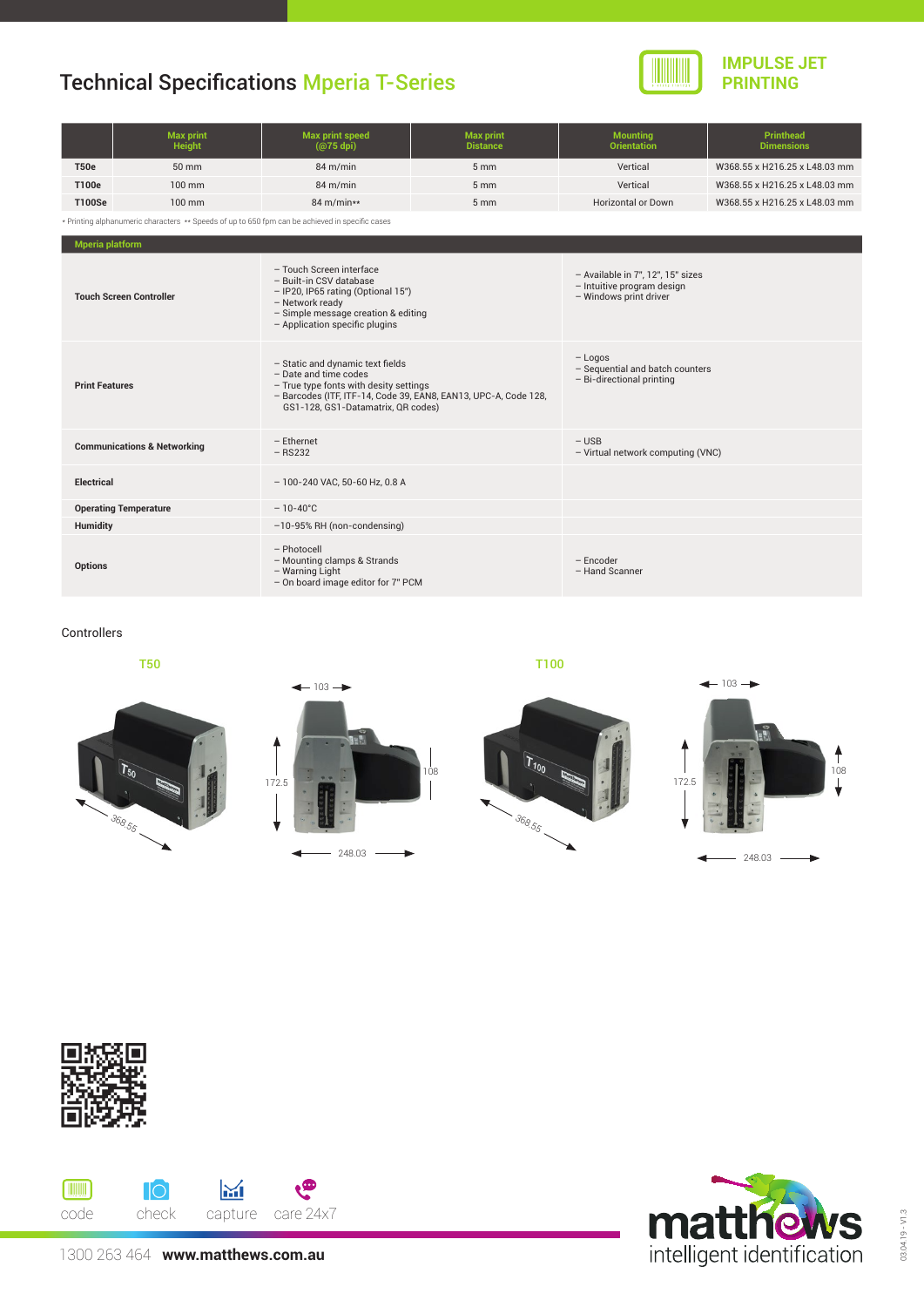# Technical Specifications Mperia T-Series

IMPULSE JET PRINTING

| | Max print Height | Max print speed (@75 dpi) | Max print Distance | Mounting Orientation | Printhead Dimensions |
|---|---|---|---|---|---|
| T50e | 50 mm | 84 m/min | 5 mm | Vertical | W368.55 x H216.25 x L48.03 mm |
| T100e | 100 mm | 84 m/min | 5 mm | Vertical | W368.55 x H216.25 x L48.03 mm |
| T100Se | 100 mm | 84 m/min** | 5 mm | Horizontal or Down | W368.55 x H216.25 x L48.03 mm |

* Printing alphanumeric characters ** Speeds of up to 650 fpm can be achieved in specific cases

| Mperia platform | | |
|---|---|---|
| Touch Screen Controller | – Touch Screen interface<br>– Built-in CSV database<br>– IP20, IP65 rating (Optional 15")<br>– Network ready<br>– Simple message creation & editing<br>– Application specific plugins | – Available in 7", 12", 15" sizes<br>– Intuitive program design<br>– Windows print driver |
| Print Features | – Static and dynamic text fields<br>– Date and time codes<br>– True type fonts with desity settings<br>– Barcodes (ITF, ITF-14, Code 39, EAN8, EAN13, UPC-A, Code 128, GS1-128, GS1-Datamatrix, QR codes) | – Logos<br>– Sequential and batch counters<br>– Bi-directional printing |
| Communications & Networking | – Ethernet<br>– RS232 | – USB<br>– Virtual network computing (VNC) |
| Electrical | – 100-240 VAC, 50-60 Hz, 0.8 A | |
| Operating Temperature | – 10-40°C | |
| Humidity | –10-95% RH (non-condensing) | |
| Options | – Photocell<br>– Mounting clamps & Strands<br>– Warning Light<br>– On board image editor for 7" PCM | – Encoder<br>– Hand Scanner |

## Controllers

T50

368.55

103

172.5

108

248.03

T100

368.55

103

172.5

108

248.03

code check capture care 24x7

1300 263 464 **www.matthews.com.au**

matthews intelligent identification

03.04.19 - V1.3